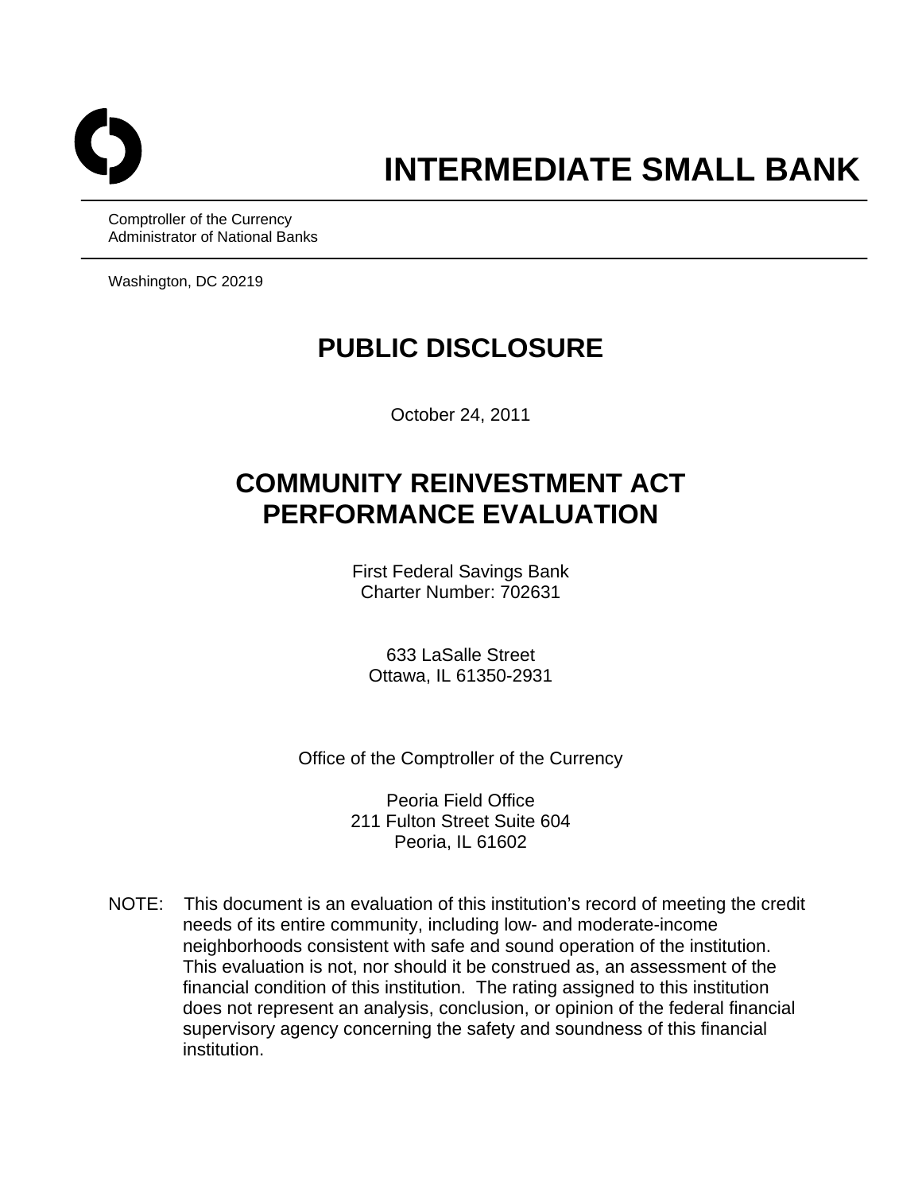# INTERMEDIATE SMALL BANK

Comptroller of the Currency
Administrator of National Banks

Washington, DC 20219

## PUBLIC DISCLOSURE

October 24, 2011

## COMMUNITY REINVESTMENT ACT PERFORMANCE EVALUATION

First Federal Savings Bank
Charter Number: 702631

633 LaSalle Street
Ottawa, IL 61350-2931

Office of the Comptroller of the Currency

Peoria Field Office
211 Fulton Street Suite 604
Peoria, IL 61602

NOTE: This document is an evaluation of this institution's record of meeting the credit needs of its entire community, including low- and moderate-income neighborhoods consistent with safe and sound operation of the institution. This evaluation is not, nor should it be construed as, an assessment of the financial condition of this institution. The rating assigned to this institution does not represent an analysis, conclusion, or opinion of the federal financial supervisory agency concerning the safety and soundness of this financial institution.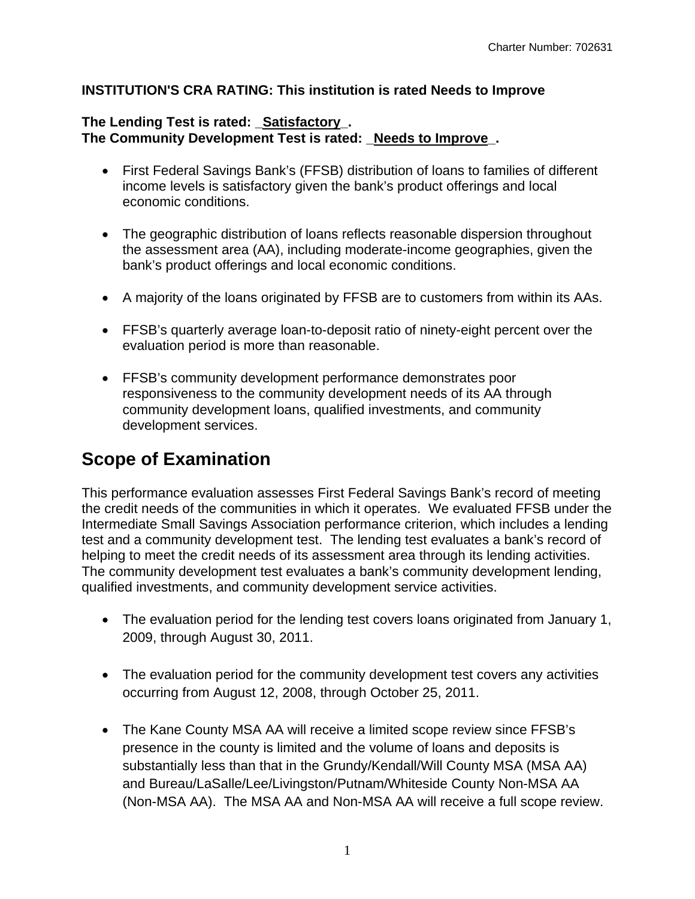**INSTITUTION'S CRA RATING: This institution is rated Needs to Improve**

**The Lending Test is rated: _Satisfactory_.**
**The Community Development Test is rated: _Needs to Improve_.**

- First Federal Savings Bank's (FFSB) distribution of loans to families of different income levels is satisfactory given the bank's product offerings and local economic conditions.

- The geographic distribution of loans reflects reasonable dispersion throughout the assessment area (AA), including moderate-income geographies, given the bank's product offerings and local economic conditions.

- A majority of the loans originated by FFSB are to customers from within its AAs.

- FFSB's quarterly average loan-to-deposit ratio of ninety-eight percent over the evaluation period is more than reasonable.

- FFSB's community development performance demonstrates poor responsiveness to the community development needs of its AA through community development loans, qualified investments, and community development services.

# Scope of Examination

This performance evaluation assesses First Federal Savings Bank's record of meeting the credit needs of the communities in which it operates. We evaluated FFSB under the Intermediate Small Savings Association performance criterion, which includes a lending test and a community development test. The lending test evaluates a bank's record of helping to meet the credit needs of its assessment area through its lending activities. The community development test evaluates a bank's community development lending, qualified investments, and community development service activities.

- The evaluation period for the lending test covers loans originated from January 1, 2009, through August 30, 2011.

- The evaluation period for the community development test covers any activities occurring from August 12, 2008, through October 25, 2011.

- The Kane County MSA AA will receive a limited scope review since FFSB's presence in the county is limited and the volume of loans and deposits is substantially less than that in the Grundy/Kendall/Will County MSA (MSA AA) and Bureau/LaSalle/Lee/Livingston/Putnam/Whiteside County Non-MSA AA (Non-MSA AA). The MSA AA and Non-MSA AA will receive a full scope review.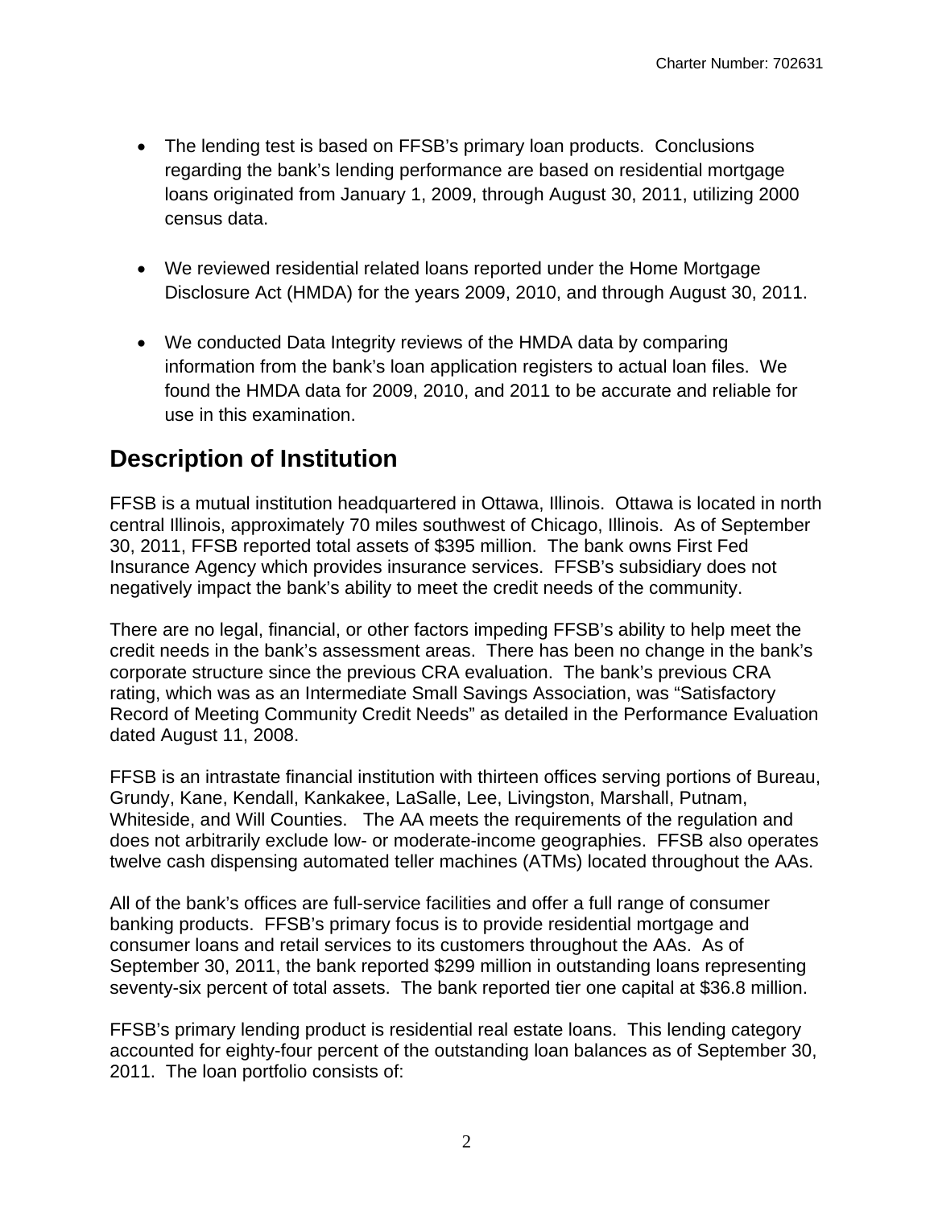- The lending test is based on FFSB's primary loan products. Conclusions regarding the bank's lending performance are based on residential mortgage loans originated from January 1, 2009, through August 30, 2011, utilizing 2000 census data.

- We reviewed residential related loans reported under the Home Mortgage Disclosure Act (HMDA) for the years 2009, 2010, and through August 30, 2011.

- We conducted Data Integrity reviews of the HMDA data by comparing information from the bank's loan application registers to actual loan files. We found the HMDA data for 2009, 2010, and 2011 to be accurate and reliable for use in this examination.

# Description of Institution

FFSB is a mutual institution headquartered in Ottawa, Illinois. Ottawa is located in north central Illinois, approximately 70 miles southwest of Chicago, Illinois. As of September 30, 2011, FFSB reported total assets of $395 million. The bank owns First Fed Insurance Agency which provides insurance services. FFSB's subsidiary does not negatively impact the bank's ability to meet the credit needs of the community.

There are no legal, financial, or other factors impeding FFSB's ability to help meet the credit needs in the bank's assessment areas. There has been no change in the bank's corporate structure since the previous CRA evaluation. The bank's previous CRA rating, which was as an Intermediate Small Savings Association, was "Satisfactory Record of Meeting Community Credit Needs" as detailed in the Performance Evaluation dated August 11, 2008.

FFSB is an intrastate financial institution with thirteen offices serving portions of Bureau, Grundy, Kane, Kendall, Kankakee, LaSalle, Lee, Livingston, Marshall, Putnam, Whiteside, and Will Counties. The AA meets the requirements of the regulation and does not arbitrarily exclude low- or moderate-income geographies. FFSB also operates twelve cash dispensing automated teller machines (ATMs) located throughout the AAs.

All of the bank's offices are full-service facilities and offer a full range of consumer banking products. FFSB's primary focus is to provide residential mortgage and consumer loans and retail services to its customers throughout the AAs. As of September 30, 2011, the bank reported $299 million in outstanding loans representing seventy-six percent of total assets. The bank reported tier one capital at $36.8 million.

FFSB's primary lending product is residential real estate loans. This lending category accounted for eighty-four percent of the outstanding loan balances as of September 30, 2011. The loan portfolio consists of: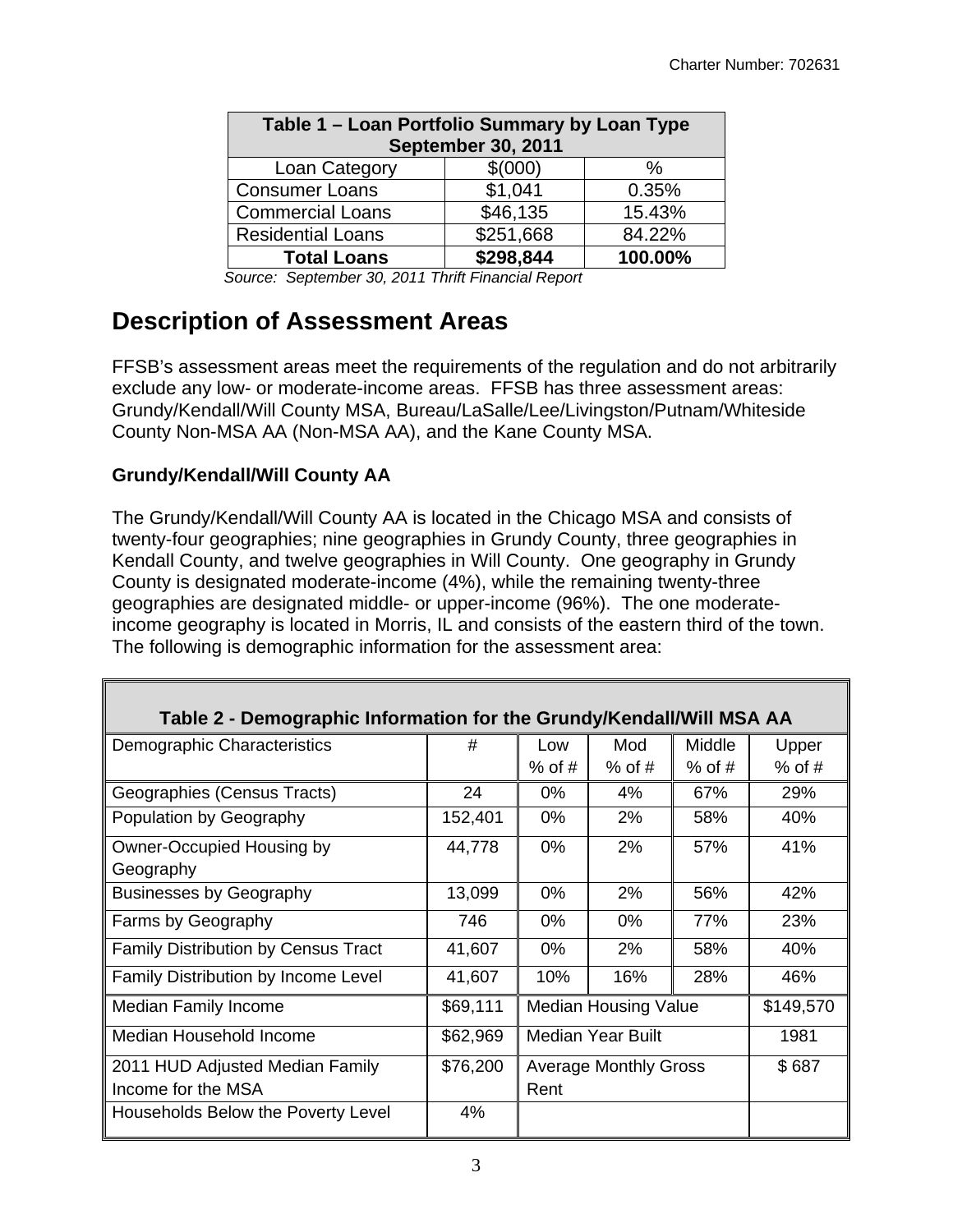| Table 1 – Loan Portfolio Summary by Loan Type September 30, 2011 | | |
|---|---|---|
| Loan Category | $(000) | % |
| Consumer Loans | $1,041 | 0.35% |
| Commercial Loans | $46,135 | 15.43% |
| Residential Loans | $251,668 | 84.22% |
| **Total Loans** | **$298,844** | **100.00%** |

*Source: September 30, 2011 Thrift Financial Report*

# Description of Assessment Areas

FFSB's assessment areas meet the requirements of the regulation and do not arbitrarily exclude any low- or moderate-income areas. FFSB has three assessment areas: Grundy/Kendall/Will County MSA, Bureau/LaSalle/Lee/Livingston/Putnam/Whiteside County Non-MSA AA (Non-MSA AA), and the Kane County MSA.

### Grundy/Kendall/Will County AA

The Grundy/Kendall/Will County AA is located in the Chicago MSA and consists of twenty-four geographies; nine geographies in Grundy County, three geographies in Kendall County, and twelve geographies in Will County. One geography in Grundy County is designated moderate-income (4%), while the remaining twenty-three geographies are designated middle- or upper-income (96%). The one moderate-income geography is located in Morris, IL and consists of the eastern third of the town. The following is demographic information for the assessment area:

| Table 2 - Demographic Information for the Grundy/Kendall/Will MSA AA | | | | | |
|---|---|---|---|---|---|
| Demographic Characteristics | # | Low % of # | Mod % of # | Middle % of # | Upper % of # |
| Geographies (Census Tracts) | 24 | 0% | 4% | 67% | 29% |
| Population by Geography | 152,401 | 0% | 2% | 58% | 40% |
| Owner-Occupied Housing by Geography | 44,778 | 0% | 2% | 57% | 41% |
| Businesses by Geography | 13,099 | 0% | 2% | 56% | 42% |
| Farms by Geography | 746 | 0% | 0% | 77% | 23% |
| Family Distribution by Census Tract | 41,607 | 0% | 2% | 58% | 40% |
| Family Distribution by Income Level | 41,607 | 10% | 16% | 28% | 46% |
| Median Family Income | $69,111 | Median Housing Value | | | $149,570 |
| Median Household Income | $62,969 | Median Year Built | | | 1981 |
| 2011 HUD Adjusted Median Family Income for the MSA | $76,200 | Average Monthly Gross Rent | | | $ 687 |
| Households Below the Poverty Level | 4% | | | | |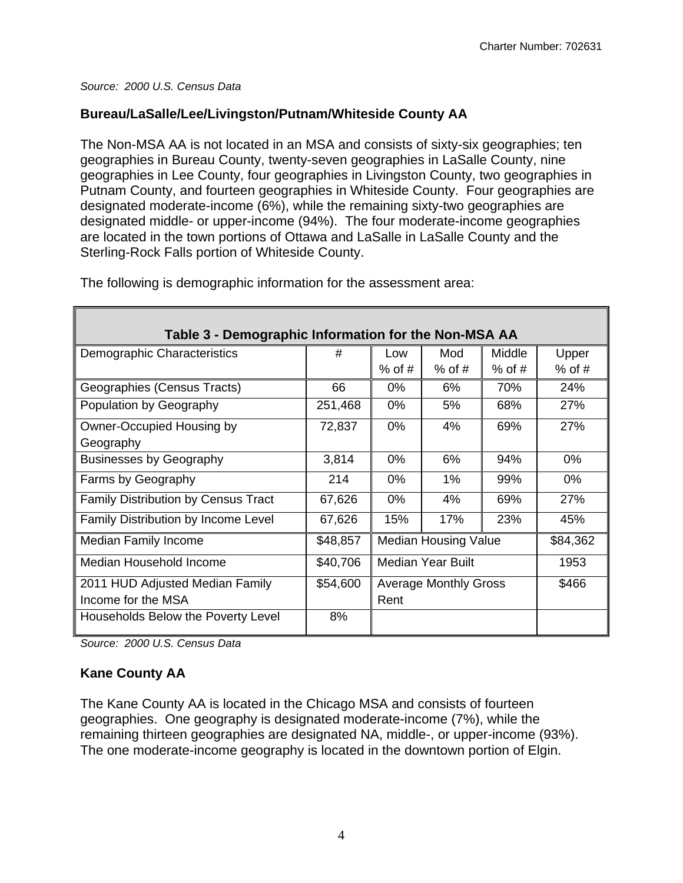*Source: 2000 U.S. Census Data*

### Bureau/LaSalle/Lee/Livingston/Putnam/Whiteside County AA

The Non-MSA AA is not located in an MSA and consists of sixty-six geographies; ten geographies in Bureau County, twenty-seven geographies in LaSalle County, nine geographies in Lee County, four geographies in Livingston County, two geographies in Putnam County, and fourteen geographies in Whiteside County. Four geographies are designated moderate-income (6%), while the remaining sixty-two geographies are designated middle- or upper-income (94%). The four moderate-income geographies are located in the town portions of Ottawa and LaSalle in LaSalle County and the Sterling-Rock Falls portion of Whiteside County.

The following is demographic information for the assessment area:

**Table 3 - Demographic Information for the Non-MSA AA**

| Demographic Characteristics | # | Low % of # | Mod % of # | Middle % of # | Upper % of # |
|---|---|---|---|---|---|
| Geographies (Census Tracts) | 66 | 0% | 6% | 70% | 24% |
| Population by Geography | 251,468 | 0% | 5% | 68% | 27% |
| Owner-Occupied Housing by Geography | 72,837 | 0% | 4% | 69% | 27% |
| Businesses by Geography | 3,814 | 0% | 6% | 94% | 0% |
| Farms by Geography | 214 | 0% | 1% | 99% | 0% |
| Family Distribution by Census Tract | 67,626 | 0% | 4% | 69% | 27% |
| Family Distribution by Income Level | 67,626 | 15% | 17% | 23% | 45% |
| Median Family Income | $48,857 | Median Housing Value | | | $84,362 |
| Median Household Income | $40,706 | Median Year Built | | | 1953 |
| 2011 HUD Adjusted Median Family Income for the MSA | $54,600 | Average Monthly Gross Rent | | | $466 |
| Households Below the Poverty Level | 8% | | | | |

*Source: 2000 U.S. Census Data*

### Kane County AA

The Kane County AA is located in the Chicago MSA and consists of fourteen geographies. One geography is designated moderate-income (7%), while the remaining thirteen geographies are designated NA, middle-, or upper-income (93%). The one moderate-income geography is located in the downtown portion of Elgin.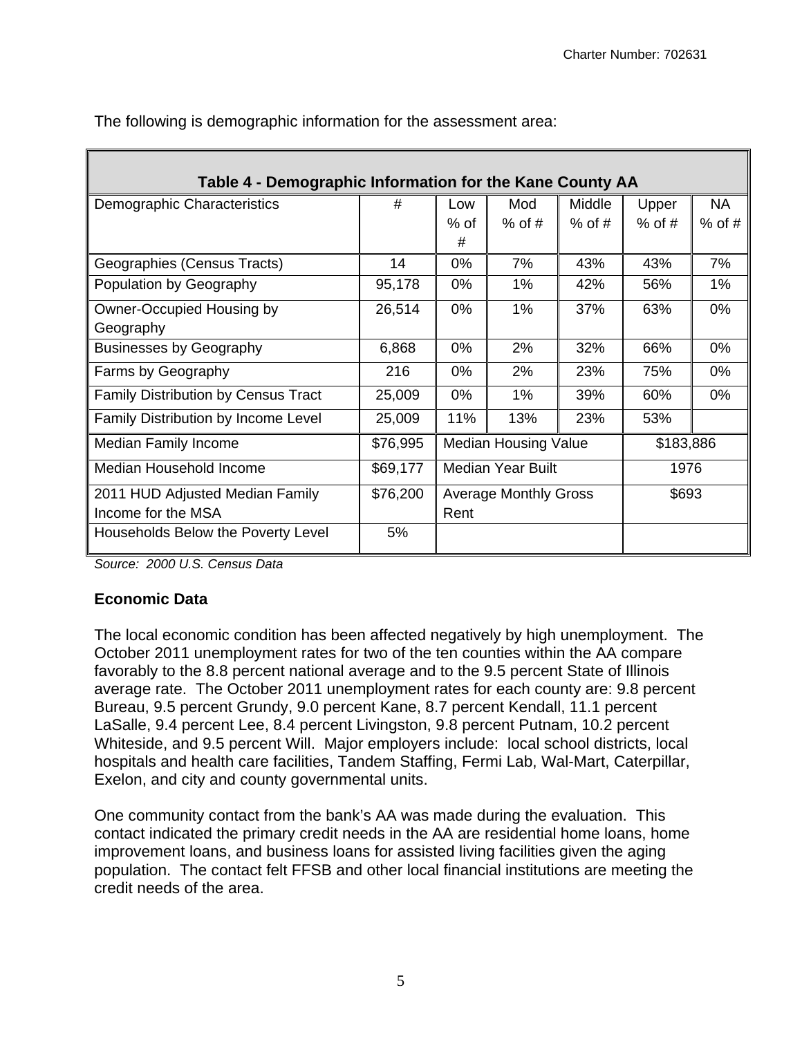The following is demographic information for the assessment area:

| Table 4 - Demographic Information for the Kane County AA | | | | | | |
|---|---|---|---|---|---|---|
| Demographic Characteristics | # | Low % of # | Mod % of # | Middle % of # | Upper % of # | NA % of # |
| Geographies (Census Tracts) | 14 | 0% | 7% | 43% | 43% | 7% |
| Population by Geography | 95,178 | 0% | 1% | 42% | 56% | 1% |
| Owner-Occupied Housing by Geography | 26,514 | 0% | 1% | 37% | 63% | 0% |
| Businesses by Geography | 6,868 | 0% | 2% | 32% | 66% | 0% |
| Farms by Geography | 216 | 0% | 2% | 23% | 75% | 0% |
| Family Distribution by Census Tract | 25,009 | 0% | 1% | 39% | 60% | 0% |
| Family Distribution by Income Level | 25,009 | 11% | 13% | 23% | 53% | |
| Median Family Income | $76,995 | Median Housing Value | | | $183,886 | |
| Median Household Income | $69,177 | Median Year Built | | | 1976 | |
| 2011 HUD Adjusted Median Family Income for the MSA | $76,200 | Average Monthly Gross Rent | | | $693 | |
| Households Below the Poverty Level | 5% | | | | | |

*Source: 2000 U.S. Census Data*

**Economic Data**

The local economic condition has been affected negatively by high unemployment. The October 2011 unemployment rates for two of the ten counties within the AA compare favorably to the 8.8 percent national average and to the 9.5 percent State of Illinois average rate. The October 2011 unemployment rates for each county are: 9.8 percent Bureau, 9.5 percent Grundy, 9.0 percent Kane, 8.7 percent Kendall, 11.1 percent LaSalle, 9.4 percent Lee, 8.4 percent Livingston, 9.8 percent Putnam, 10.2 percent Whiteside, and 9.5 percent Will. Major employers include: local school districts, local hospitals and health care facilities, Tandem Staffing, Fermi Lab, Wal-Mart, Caterpillar, Exelon, and city and county governmental units.

One community contact from the bank's AA was made during the evaluation. This contact indicated the primary credit needs in the AA are residential home loans, home improvement loans, and business loans for assisted living facilities given the aging population. The contact felt FFSB and other local financial institutions are meeting the credit needs of the area.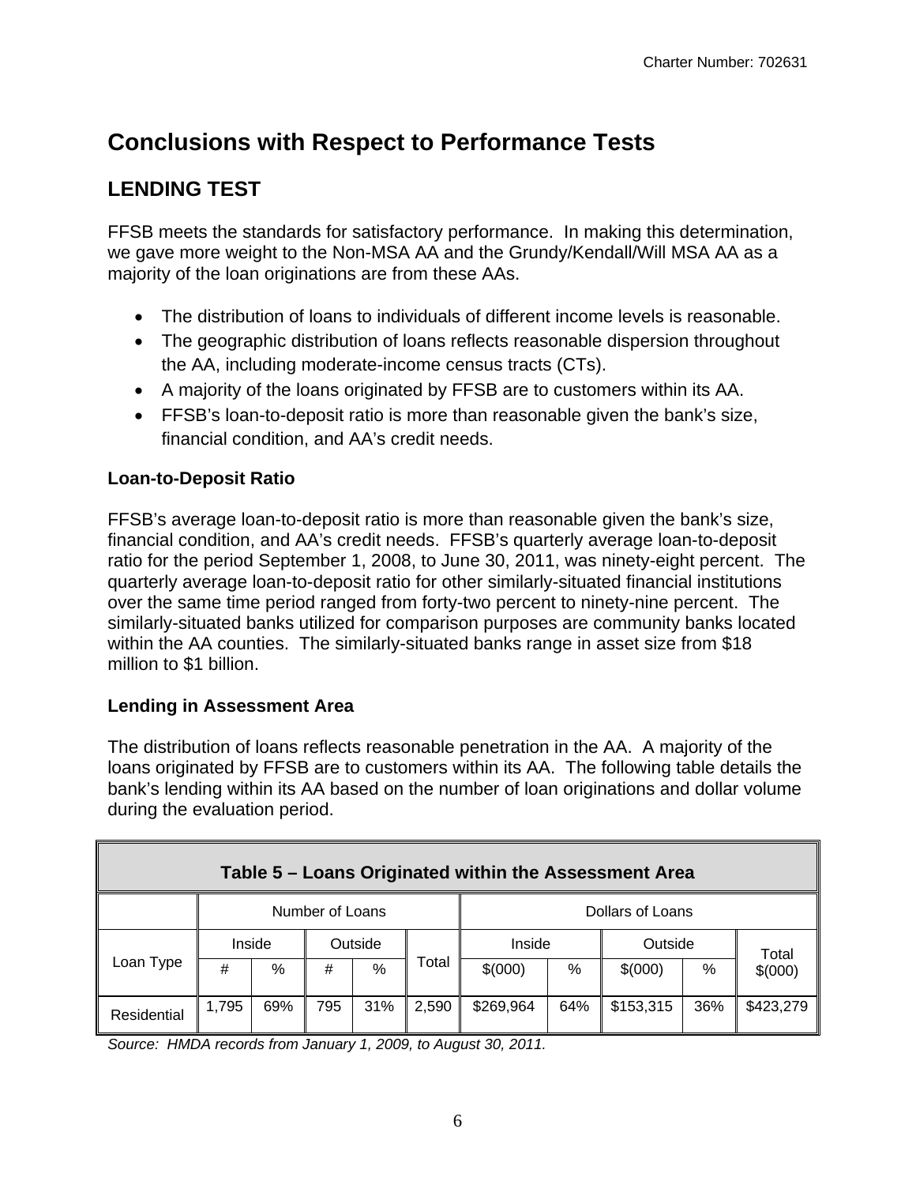# Conclusions with Respect to Performance Tests

## LENDING TEST

FFSB meets the standards for satisfactory performance. In making this determination, we gave more weight to the Non-MSA AA and the Grundy/Kendall/Will MSA AA as a majority of the loan originations are from these AAs.

- The distribution of loans to individuals of different income levels is reasonable.
- The geographic distribution of loans reflects reasonable dispersion throughout the AA, including moderate-income census tracts (CTs).
- A majority of the loans originated by FFSB are to customers within its AA.
- FFSB's loan-to-deposit ratio is more than reasonable given the bank's size, financial condition, and AA's credit needs.

### Loan-to-Deposit Ratio

FFSB's average loan-to-deposit ratio is more than reasonable given the bank's size, financial condition, and AA's credit needs. FFSB's quarterly average loan-to-deposit ratio for the period September 1, 2008, to June 30, 2011, was ninety-eight percent. The quarterly average loan-to-deposit ratio for other similarly-situated financial institutions over the same time period ranged from forty-two percent to ninety-nine percent. The similarly-situated banks utilized for comparison purposes are community banks located within the AA counties. The similarly-situated banks range in asset size from $18 million to $1 billion.

### Lending in Assessment Area

The distribution of loans reflects reasonable penetration in the AA. A majority of the loans originated by FFSB are to customers within its AA. The following table details the bank's lending within its AA based on the number of loan originations and dollar volume during the evaluation period.

**Table 5 – Loans Originated within the Assessment Area**

| | Number of Loans | | | | | Dollars of Loans | | | | |
|---|---|---|---|---|---|---|---|---|---|---|
| Loan Type | Inside | | Outside | | Total | Inside | | Outside | | Total |
| | # | % | # | % | | $(000) | % | $(000) | % | $(000) |
| Residential | 1,795 | 69% | 795 | 31% | 2,590 | $269,964 | 64% | $153,315 | 36% | $423,279 |

*Source: HMDA records from January 1, 2009, to August 30, 2011.*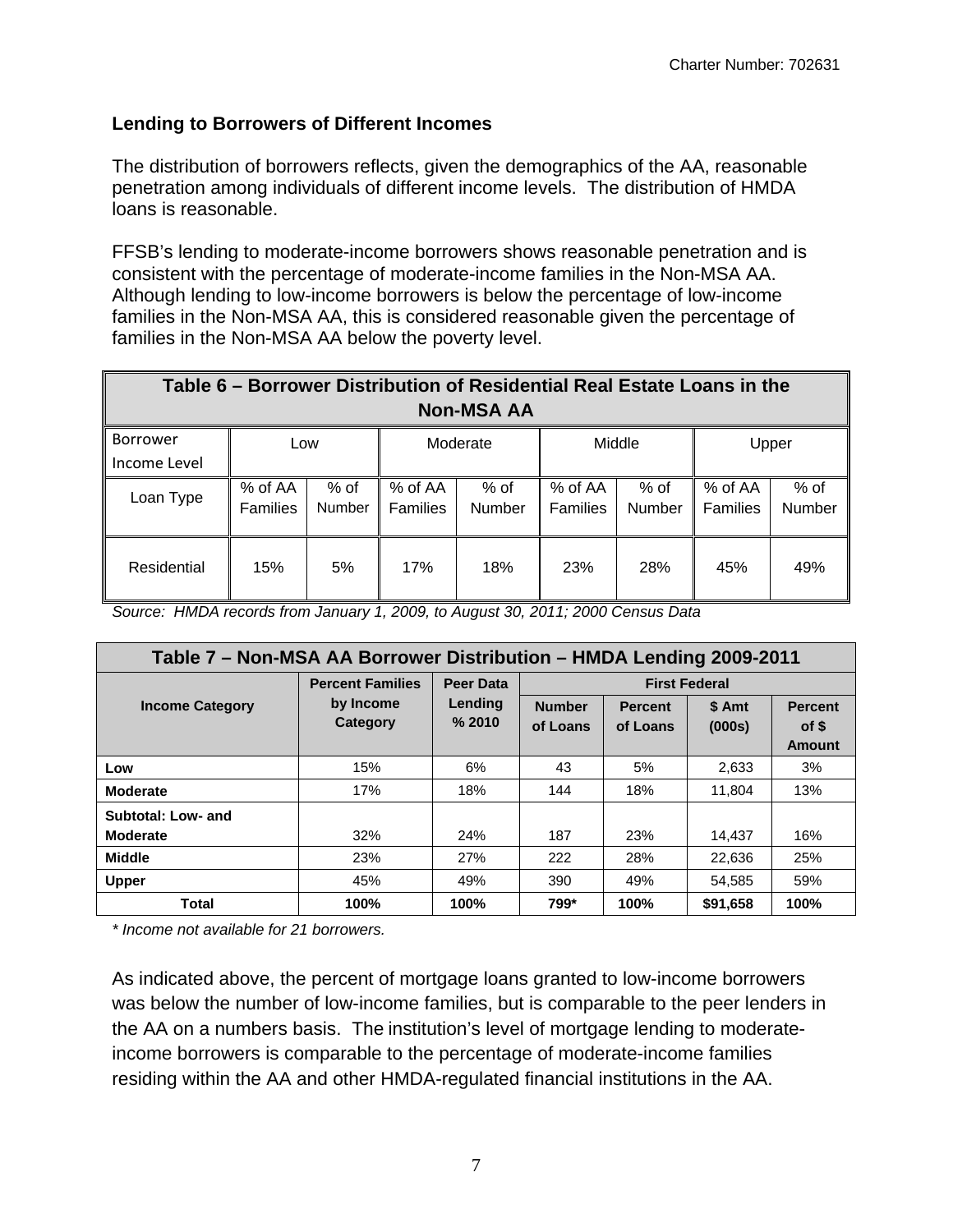**Lending to Borrowers of Different Incomes**

The distribution of borrowers reflects, given the demographics of the AA, reasonable penetration among individuals of different income levels. The distribution of HMDA loans is reasonable.

FFSB's lending to moderate-income borrowers shows reasonable penetration and is consistent with the percentage of moderate-income families in the Non-MSA AA. Although lending to low-income borrowers is below the percentage of low-income families in the Non-MSA AA, this is considered reasonable given the percentage of families in the Non-MSA AA below the poverty level.

| **Table 6 – Borrower Distribution of Residential Real Estate Loans in the Non-MSA AA** | | | | | | | | |
|---|---|---|---|---|---|---|---|---|
| Borrower Income Level | Low | | Moderate | | Middle | | Upper | |
| Loan Type | % of AA Families | % of Number | % of AA Families | % of Number | % of AA Families | % of Number | % of AA Families | % of Number |
| Residential | 15% | 5% | 17% | 18% | 23% | 28% | 45% | 49% |

*Source: HMDA records from January 1, 2009, to August 30, 2011; 2000 Census Data*

| **Table 7 – Non-MSA AA Borrower Distribution – HMDA Lending 2009-2011** | | | | | | |
|---|---|---|---|---|---|---|
| **Income Category** | **Percent Families by Income Category** | **Peer Data Lending % 2010** | **First Federal** | | | |
| | | | **Number of Loans** | **Percent of Loans** | **$ Amt (000s)** | **Percent of $ Amount** |
| **Low** | 15% | 6% | 43 | 5% | 2,633 | 3% |
| **Moderate** | 17% | 18% | 144 | 18% | 11,804 | 13% |
| **Subtotal: Low- and Moderate** | 32% | 24% | 187 | 23% | 14,437 | 16% |
| **Middle** | 23% | 27% | 222 | 28% | 22,636 | 25% |
| **Upper** | 45% | 49% | 390 | 49% | 54,585 | 59% |
| **Total** | **100%** | **100%** | **799*** | **100%** | **$91,658** | **100%** |

*\* Income not available for 21 borrowers.*

As indicated above, the percent of mortgage loans granted to low-income borrowers was below the number of low-income families, but is comparable to the peer lenders in the AA on a numbers basis. The institution's level of mortgage lending to moderate-income borrowers is comparable to the percentage of moderate-income families residing within the AA and other HMDA-regulated financial institutions in the AA.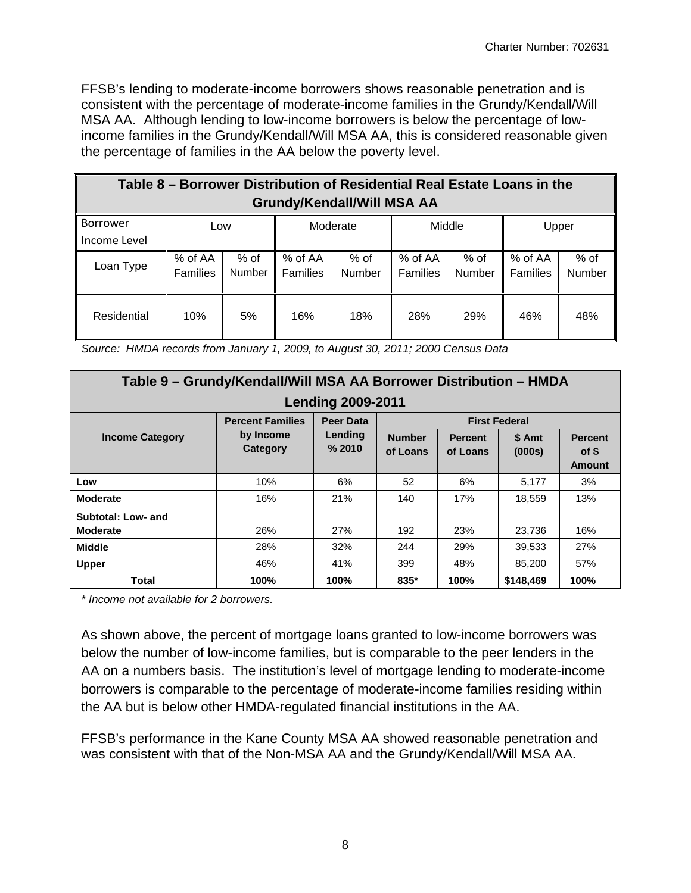FFSB's lending to moderate-income borrowers shows reasonable penetration and is consistent with the percentage of moderate-income families in the Grundy/Kendall/Will MSA AA. Although lending to low-income borrowers is below the percentage of low-income families in the Grundy/Kendall/Will MSA AA, this is considered reasonable given the percentage of families in the AA below the poverty level.

| **Table 8 – Borrower Distribution of Residential Real Estate Loans in the Grundy/Kendall/Will MSA AA** | | | | | | | | |
|---|---|---|---|---|---|---|---|---|
| Borrower Income Level | Low | | Moderate | | Middle | | Upper | |
| Loan Type | % of AA Families | % of Number | % of AA Families | % of Number | % of AA Families | % of Number | % of AA Families | % of Number |
| Residential | 10% | 5% | 16% | 18% | 28% | 29% | 46% | 48% |

*Source: HMDA records from January 1, 2009, to August 30, 2011; 2000 Census Data*

| **Table 9 – Grundy/Kendall/Will MSA AA Borrower Distribution – HMDA Lending 2009-2011** | | | | | | |
|---|---|---|---|---|---|---|
| **Income Category** | **Percent Families by Income Category** | **Peer Data Lending % 2010** | **First Federal** | | | |
| | | | **Number of Loans** | **Percent of Loans** | **$ Amt (000s)** | **Percent of $ Amount** |
| **Low** | 10% | 6% | 52 | 6% | 5,177 | 3% |
| **Moderate** | 16% | 21% | 140 | 17% | 18,559 | 13% |
| **Subtotal: Low- and Moderate** | 26% | 27% | 192 | 23% | 23,736 | 16% |
| **Middle** | 28% | 32% | 244 | 29% | 39,533 | 27% |
| **Upper** | 46% | 41% | 399 | 48% | 85,200 | 57% |
| **Total** | **100%** | **100%** | **835*** | **100%** | **$148,469** | **100%** |

*\* Income not available for 2 borrowers.*

As shown above, the percent of mortgage loans granted to low-income borrowers was below the number of low-income families, but is comparable to the peer lenders in the AA on a numbers basis. The institution's level of mortgage lending to moderate-income borrowers is comparable to the percentage of moderate-income families residing within the AA but is below other HMDA-regulated financial institutions in the AA.

FFSB's performance in the Kane County MSA AA showed reasonable penetration and was consistent with that of the Non-MSA AA and the Grundy/Kendall/Will MSA AA.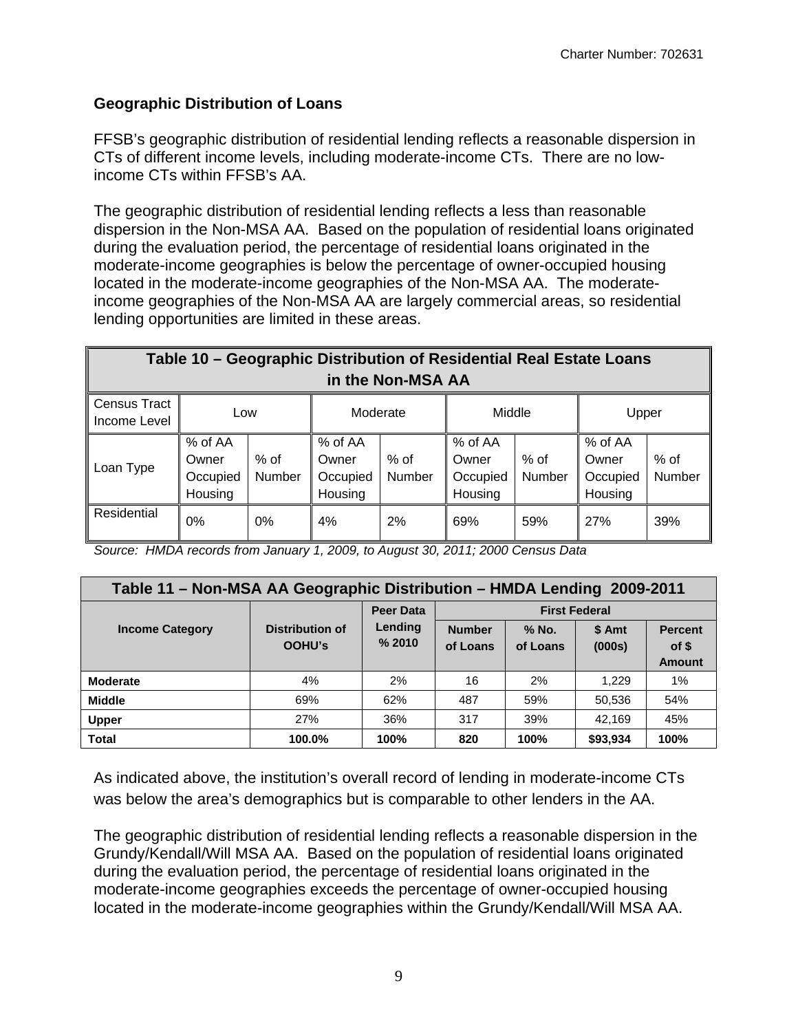### Geographic Distribution of Loans

FFSB's geographic distribution of residential lending reflects a reasonable dispersion in CTs of different income levels, including moderate-income CTs. There are no low-income CTs within FFSB's AA.

The geographic distribution of residential lending reflects a less than reasonable dispersion in the Non-MSA AA. Based on the population of residential loans originated during the evaluation period, the percentage of residential loans originated in the moderate-income geographies is below the percentage of owner-occupied housing located in the moderate-income geographies of the Non-MSA AA. The moderate-income geographies of the Non-MSA AA are largely commercial areas, so residential lending opportunities are limited in these areas.

| Table 10 – Geographic Distribution of Residential Real Estate Loans in the Non-MSA AA | | | | | | | | |
|---|---|---|---|---|---|---|---|---|
| Census Tract Income Level | Low | | Moderate | | Middle | | Upper | |
| Loan Type | % of AA Owner Occupied Housing | % of Number | % of AA Owner Occupied Housing | % of Number | % of AA Owner Occupied Housing | % of Number | % of AA Owner Occupied Housing | % of Number |
| Residential | 0% | 0% | 4% | 2% | 69% | 59% | 27% | 39% |

*Source: HMDA records from January 1, 2009, to August 30, 2011; 2000 Census Data*

| Table 11 – Non-MSA AA Geographic Distribution – HMDA Lending 2009-2011 | | | | | | |
|---|---|---|---|---|---|---|
| **Income Category** | **Distribution of OOHU's** | **Peer Data Lending % 2010** | **First Federal** | | | |
| | | | **Number of Loans** | **% No. of Loans** | **$ Amt (000s)** | **Percent of $ Amount** |
| **Moderate** | 4% | 2% | 16 | 2% | 1,229 | 1% |
| **Middle** | 69% | 62% | 487 | 59% | 50,536 | 54% |
| **Upper** | 27% | 36% | 317 | 39% | 42,169 | 45% |
| **Total** | **100.0%** | **100%** | **820** | **100%** | **$93,934** | **100%** |

As indicated above, the institution's overall record of lending in moderate-income CTs was below the area's demographics but is comparable to other lenders in the AA.

The geographic distribution of residential lending reflects a reasonable dispersion in the Grundy/Kendall/Will MSA AA. Based on the population of residential loans originated during the evaluation period, the percentage of residential loans originated in the moderate-income geographies exceeds the percentage of owner-occupied housing located in the moderate-income geographies within the Grundy/Kendall/Will MSA AA.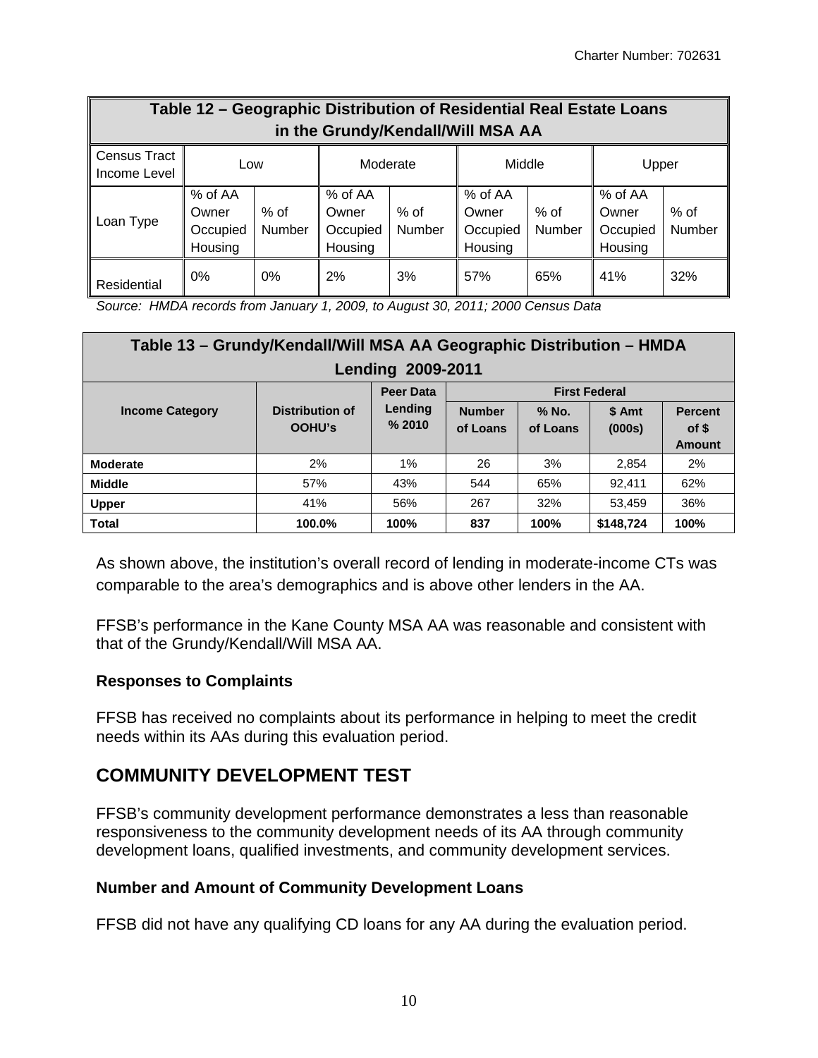| Table 12 – Geographic Distribution of Residential Real Estate Loans in the Grundy/Kendall/Will MSA AA | | | | | | | | |
|---|---|---|---|---|---|---|---|---|
| Census Tract Income Level | Low | | Moderate | | Middle | | Upper | |
| Loan Type | % of AA Owner Occupied Housing | % of Number | % of AA Owner Occupied Housing | % of Number | % of AA Owner Occupied Housing | % of Number | % of AA Owner Occupied Housing | % of Number |
| Residential | 0% | 0% | 2% | 3% | 57% | 65% | 41% | 32% |

*Source: HMDA records from January 1, 2009, to August 30, 2011; 2000 Census Data*

| Table 13 – Grundy/Kendall/Will MSA AA Geographic Distribution – HMDA Lending 2009-2011 | | | | | | |
|---|---|---|---|---|---|---|
| **Income Category** | **Distribution of OOHU's** | **Peer Data Lending % 2010** | **First Federal** | | | |
| | | | **Number of Loans** | **% No. of Loans** | **$ Amt (000s)** | **Percent of $ Amount** |
| **Moderate** | 2% | 1% | 26 | 3% | 2,854 | 2% |
| **Middle** | 57% | 43% | 544 | 65% | 92,411 | 62% |
| **Upper** | 41% | 56% | 267 | 32% | 53,459 | 36% |
| **Total** | **100.0%** | **100%** | **837** | **100%** | **$148,724** | **100%** |

As shown above, the institution's overall record of lending in moderate-income CTs was comparable to the area's demographics and is above other lenders in the AA.

FFSB's performance in the Kane County MSA AA was reasonable and consistent with that of the Grundy/Kendall/Will MSA AA.

### Responses to Complaints

FFSB has received no complaints about its performance in helping to meet the credit needs within its AAs during this evaluation period.

## COMMUNITY DEVELOPMENT TEST

FFSB's community development performance demonstrates a less than reasonable responsiveness to the community development needs of its AA through community development loans, qualified investments, and community development services.

### Number and Amount of Community Development Loans

FFSB did not have any qualifying CD loans for any AA during the evaluation period.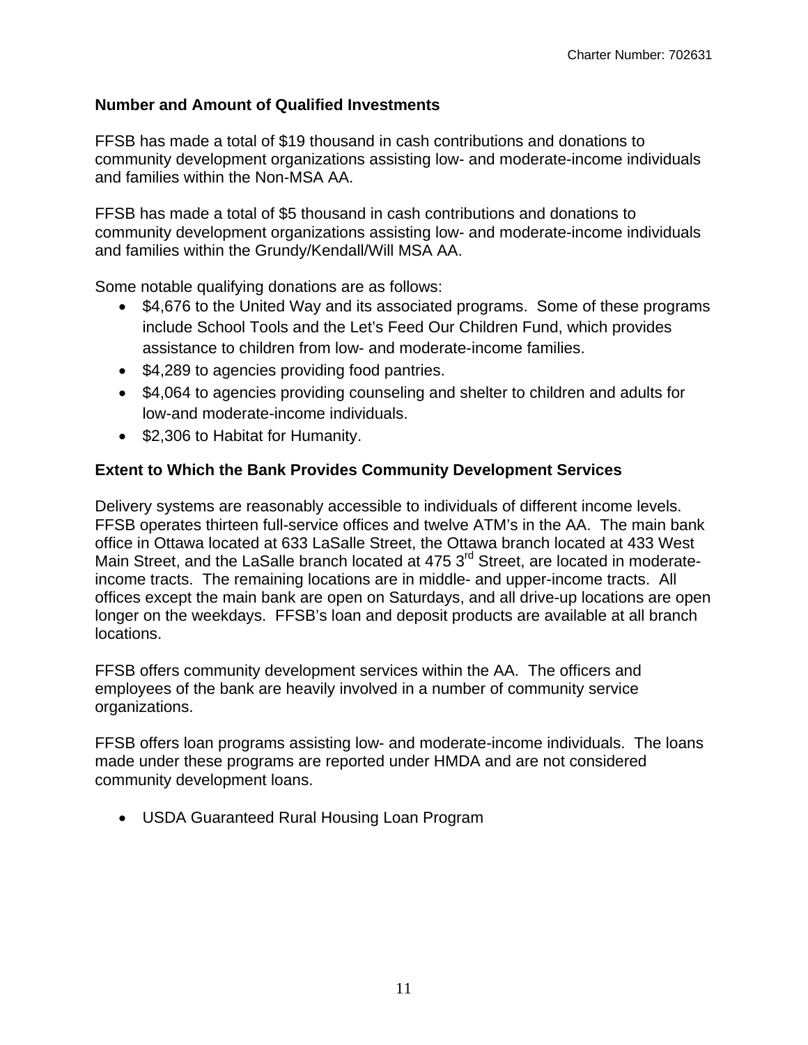### Number and Amount of Qualified Investments

FFSB has made a total of $19 thousand in cash contributions and donations to community development organizations assisting low- and moderate-income individuals and families within the Non-MSA AA.

FFSB has made a total of $5 thousand in cash contributions and donations to community development organizations assisting low- and moderate-income individuals and families within the Grundy/Kendall/Will MSA AA.

Some notable qualifying donations are as follows:

- $4,676 to the United Way and its associated programs. Some of these programs include School Tools and the Let's Feed Our Children Fund, which provides assistance to children from low- and moderate-income families.
- $4,289 to agencies providing food pantries.
- $4,064 to agencies providing counseling and shelter to children and adults for low-and moderate-income individuals.
- $2,306 to Habitat for Humanity.

### Extent to Which the Bank Provides Community Development Services

Delivery systems are reasonably accessible to individuals of different income levels. FFSB operates thirteen full-service offices and twelve ATM's in the AA. The main bank office in Ottawa located at 633 LaSalle Street, the Ottawa branch located at 433 West Main Street, and the LaSalle branch located at 475 3rd Street, are located in moderate-income tracts. The remaining locations are in middle- and upper-income tracts. All offices except the main bank are open on Saturdays, and all drive-up locations are open longer on the weekdays. FFSB's loan and deposit products are available at all branch locations.

FFSB offers community development services within the AA. The officers and employees of the bank are heavily involved in a number of community service organizations.

FFSB offers loan programs assisting low- and moderate-income individuals. The loans made under these programs are reported under HMDA and are not considered community development loans.

- USDA Guaranteed Rural Housing Loan Program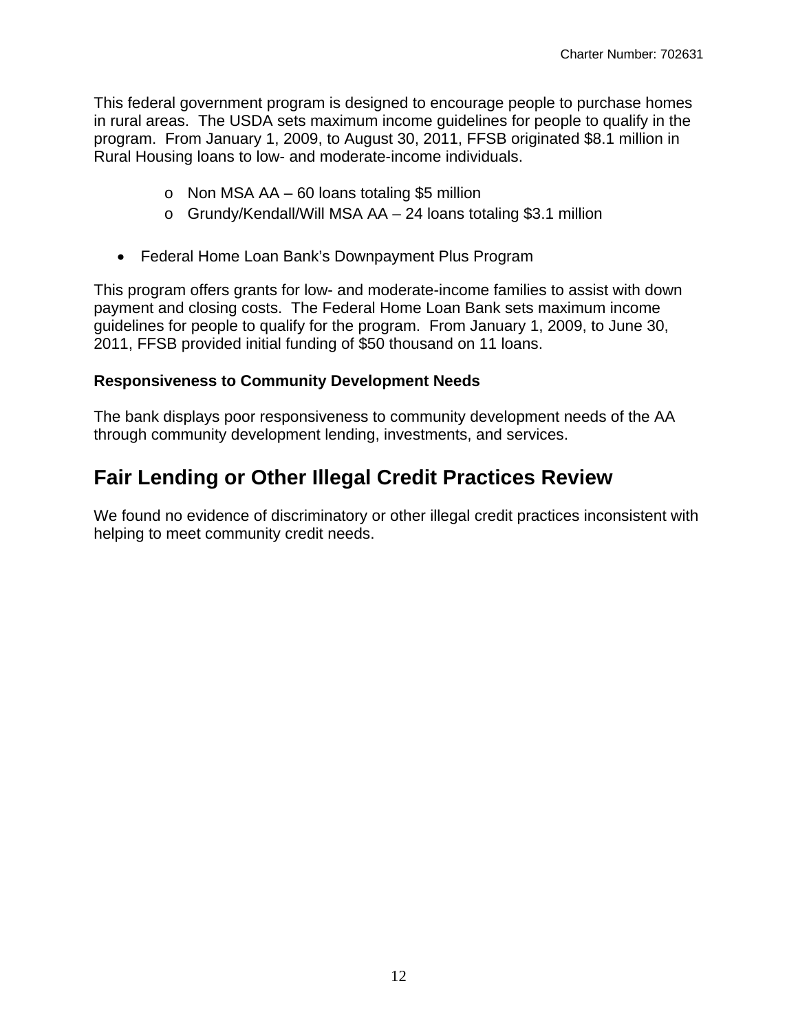This federal government program is designed to encourage people to purchase homes in rural areas. The USDA sets maximum income guidelines for people to qualify in the program. From January 1, 2009, to August 30, 2011, FFSB originated $8.1 million in Rural Housing loans to low- and moderate-income individuals.

  - Non MSA AA – 60 loans totaling $5 million
  - Grundy/Kendall/Will MSA AA – 24 loans totaling $3.1 million

- Federal Home Loan Bank's Downpayment Plus Program

This program offers grants for low- and moderate-income families to assist with down payment and closing costs. The Federal Home Loan Bank sets maximum income guidelines for people to qualify for the program. From January 1, 2009, to June 30, 2011, FFSB provided initial funding of $50 thousand on 11 loans.

**Responsiveness to Community Development Needs**

The bank displays poor responsiveness to community development needs of the AA through community development lending, investments, and services.

## Fair Lending or Other Illegal Credit Practices Review

We found no evidence of discriminatory or other illegal credit practices inconsistent with helping to meet community credit needs.